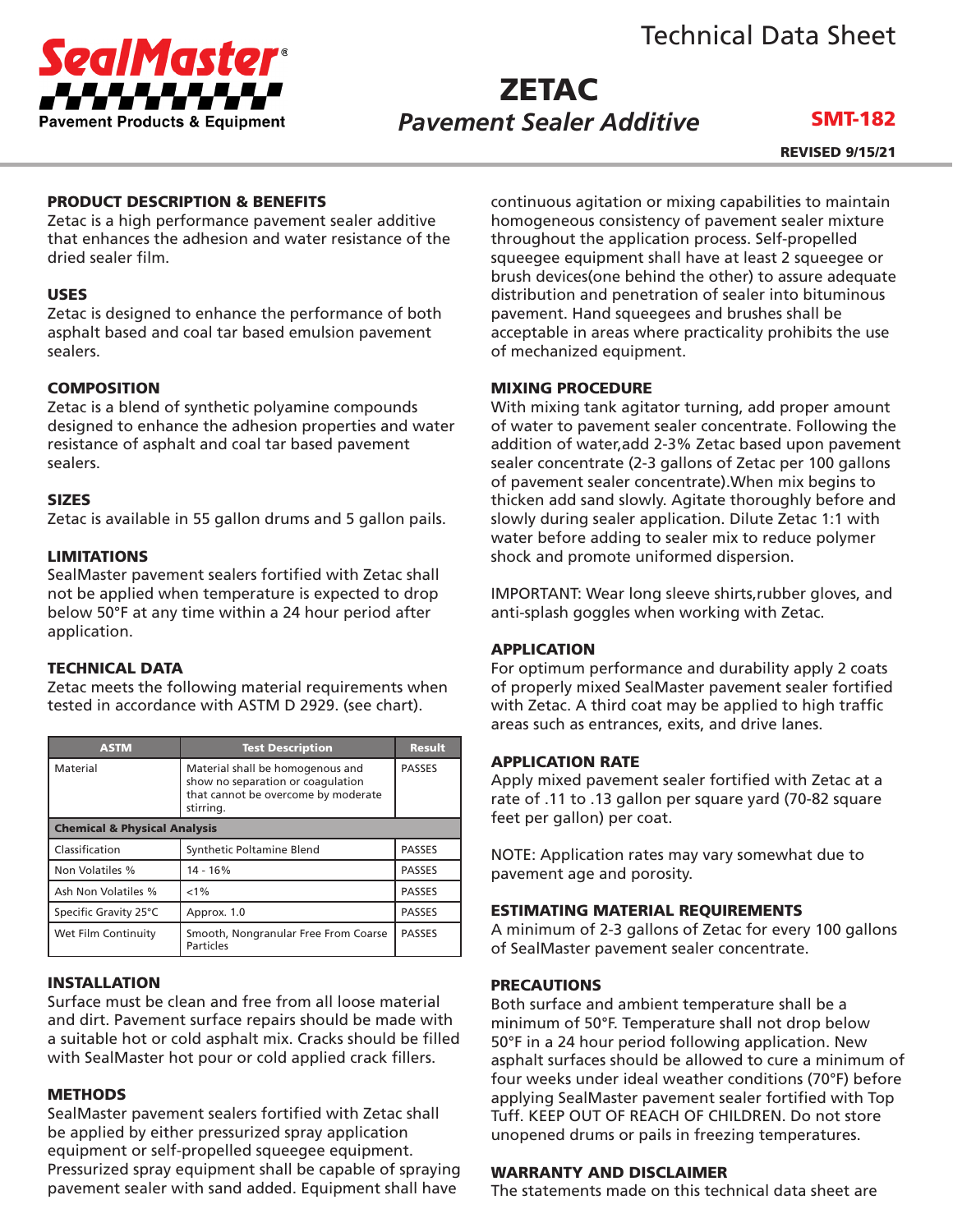# Technical Data Sheet

SealMaster® Pavement Products & Equipment

# ZETAC

## *Pavement Sealer Additive*

**SMT-182**

**REVISED 9/15/21**

### PRODUCT DESCRIPTION & BENEFITS

Zetac is a high performance pavement sealer additive that enhances the adhesion and water resistance of the dried sealer film.

### USES

Zetac is designed to enhance the performance of both asphalt based and coal tar based emulsion pavement sealers.

### COMPOSITION

Zetac is a blend of synthetic polyamine compounds designed to enhance the adhesion properties and water resistance of asphalt and coal tar based pavement sealers.

### SIZES

Zetac is available in 55 gallon drums and 5 gallon pails.

### LIMITATIONS

SealMaster pavement sealers fortified with Zetac shall not be applied when temperature is expected to drop below 50°F at any time within a 24 hour period after application.

### TECHNICAL DATA

Zetac meets the following material requirements when tested in accordance with ASTM D 2929. (see chart).

| ASTM | Test Description | Result |
|---|---|---|
| Material | Material shall be homogenous and show no separation or coagulation that cannot be overcome by moderate stirring. | PASSES |
| **Chemical & Physical Analysis** | | |
| Classification | Synthetic Poltamine Blend | PASSES |
| Non Volatiles % | 14 - 16% | PASSES |
| Ash Non Volatiles % | <1% | PASSES |
| Specific Gravity 25°C | Approx. 1.0 | PASSES |
| Wet Film Continuity | Smooth, Nongranular Free From Coarse Particles | PASSES |

### INSTALLATION

Surface must be clean and free from all loose material and dirt. Pavement surface repairs should be made with a suitable hot or cold asphalt mix. Cracks should be filled with SealMaster hot pour or cold applied crack fillers.

### METHODS

SealMaster pavement sealers fortified with Zetac shall be applied by either pressurized spray application equipment or self-propelled squeegee equipment. Pressurized spray equipment shall be capable of spraying pavement sealer with sand added. Equipment shall have continuous agitation or mixing capabilities to maintain homogeneous consistency of pavement sealer mixture throughout the application process. Self-propelled squeegee equipment shall have at least 2 squeegee or brush devices(one behind the other) to assure adequate distribution and penetration of sealer into bituminous pavement. Hand squeegees and brushes shall be acceptable in areas where practicality prohibits the use of mechanized equipment.

### MIXING PROCEDURE

With mixing tank agitator turning, add proper amount of water to pavement sealer concentrate. Following the addition of water,add 2-3% Zetac based upon pavement sealer concentrate (2-3 gallons of Zetac per 100 gallons of pavement sealer concentrate).When mix begins to thicken add sand slowly. Agitate thoroughly before and slowly during sealer application. Dilute Zetac 1:1 with water before adding to sealer mix to reduce polymer shock and promote uniformed dispersion.

IMPORTANT: Wear long sleeve shirts,rubber gloves, and anti-splash goggles when working with Zetac.

### APPLICATION

For optimum performance and durability apply 2 coats of properly mixed SealMaster pavement sealer fortified with Zetac. A third coat may be applied to high traffic areas such as entrances, exits, and drive lanes.

### APPLICATION RATE

Apply mixed pavement sealer fortified with Zetac at a rate of .11 to .13 gallon per square yard (70-82 square feet per gallon) per coat.

NOTE: Application rates may vary somewhat due to pavement age and porosity.

### ESTIMATING MATERIAL REQUIREMENTS

A minimum of 2-3 gallons of Zetac for every 100 gallons of SealMaster pavement sealer concentrate.

### PRECAUTIONS

Both surface and ambient temperature shall be a minimum of 50°F. Temperature shall not drop below 50°F in a 24 hour period following application. New asphalt surfaces should be allowed to cure a minimum of four weeks under ideal weather conditions (70°F) before applying SealMaster pavement sealer fortified with Top Tuff. KEEP OUT OF REACH OF CHILDREN. Do not store unopened drums or pails in freezing temperatures.

### WARRANTY AND DISCLAIMER

The statements made on this technical data sheet are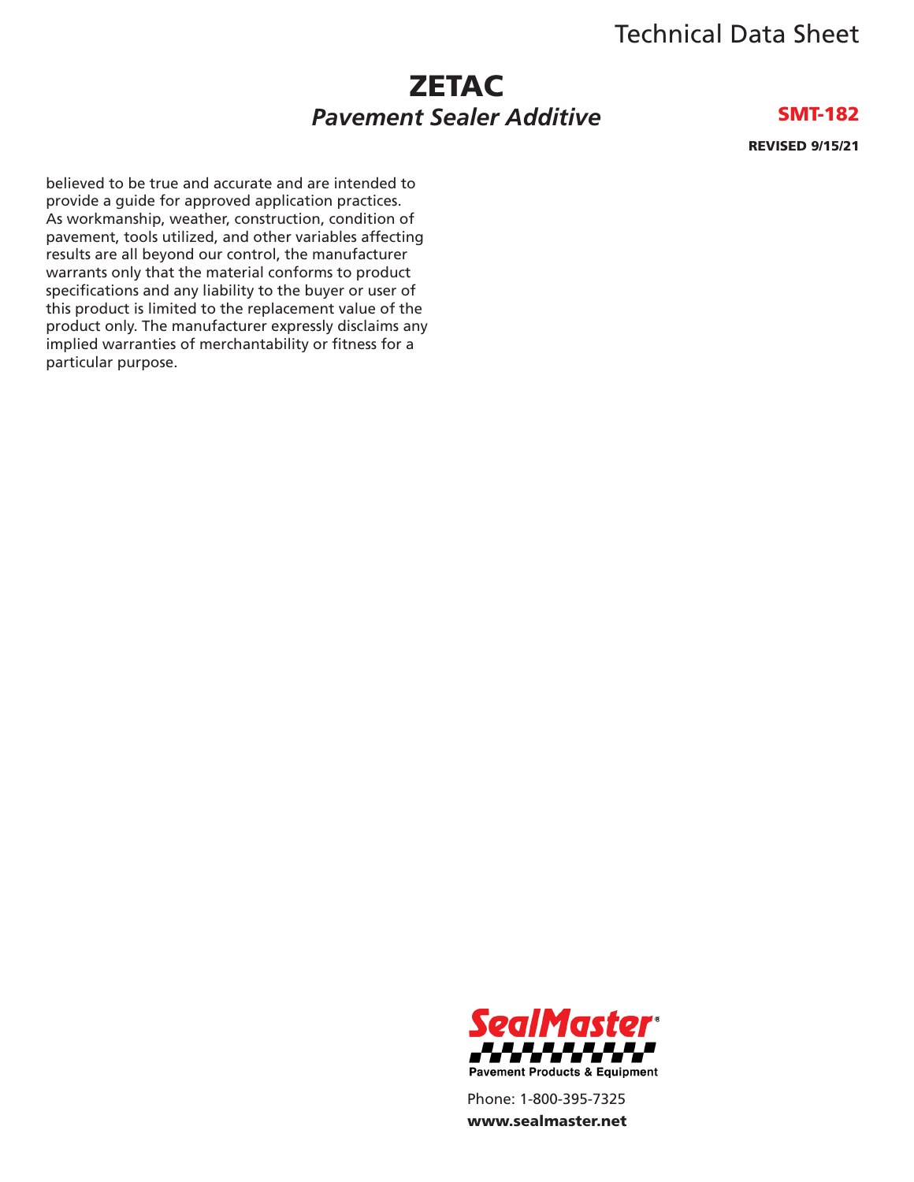believed to be true and accurate and are intended to provide a guide for approved application practices. As workmanship, weather, construction, condition of pavement, tools utilized, and other variables affecting results are all beyond our control, the manufacturer warrants only that the material conforms to product specifications and any liability to the buyer or user of this product is limited to the replacement value of the product only. The manufacturer expressly disclaims any implied warranties of merchantability or fitness for a particular purpose.

SealMaster®

Pavement Products & Equipment

Phone: 1-800-395-7325

**www.sealmaster.net**